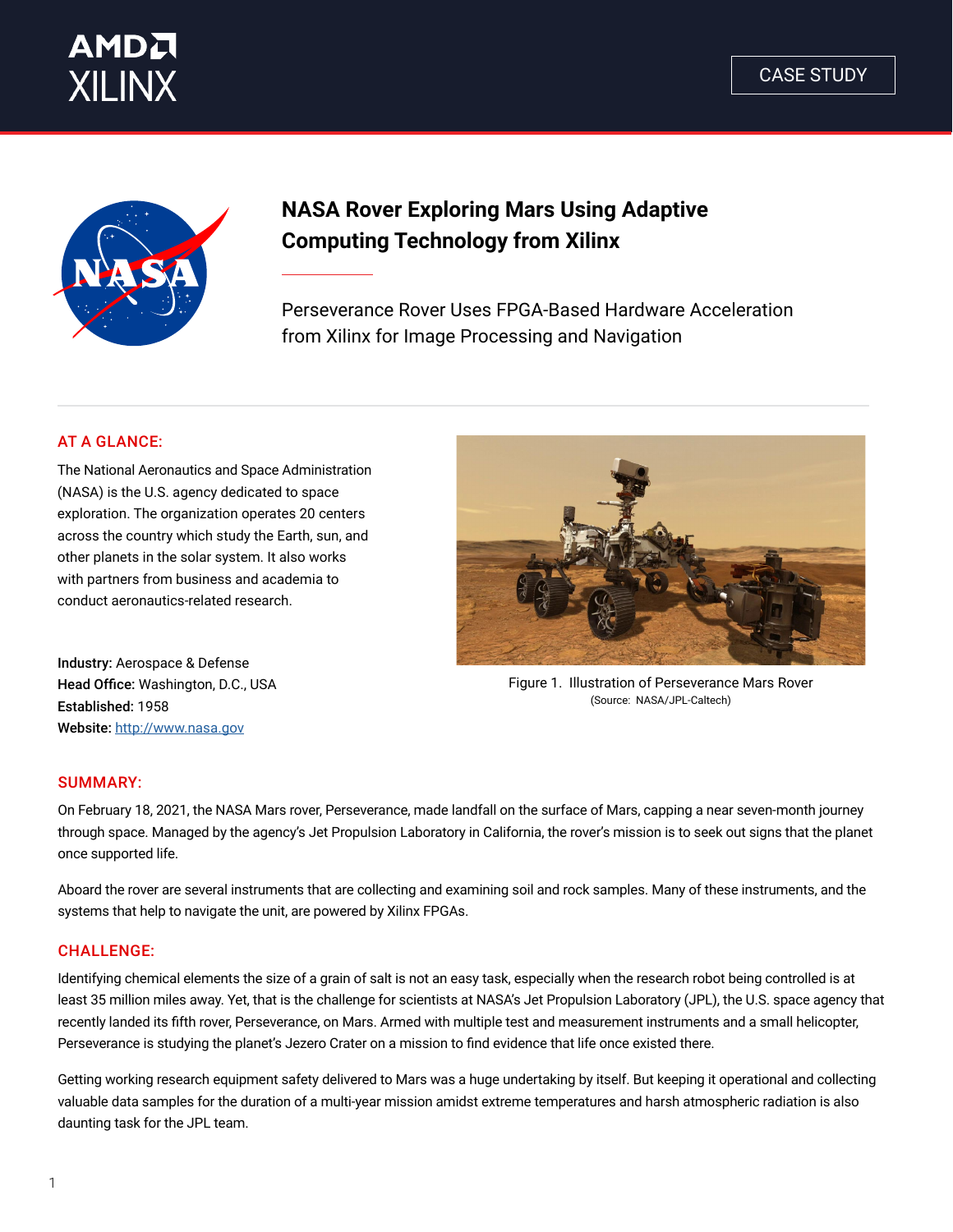CASE STUDY

# NASA Rover Exploring Mars Using Adaptive Computing Technology from Xilinx

Perseverance Rover Uses FPGA-Based Hardware Acceleration from Xilinx for Image Processing and Navigation

## AT A GLANCE:

The National Aeronautics and Space Administration (NASA) is the U.S. agency dedicated to space exploration. The organization operates 20 centers across the country which study the Earth, sun, and other planets in the solar system. It also works with partners from business and academia to conduct aeronautics-related research.

**Industry:** Aerospace & Defense
**Head Office:** Washington, D.C., USA
**Established:** 1958
**Website:** http://www.nasa.gov

Figure 1. Illustration of Perseverance Mars Rover
(Source: NASA/JPL-Caltech)

## SUMMARY:

On February 18, 2021, the NASA Mars rover, Perseverance, made landfall on the surface of Mars, capping a near seven-month journey through space. Managed by the agency's Jet Propulsion Laboratory in California, the rover's mission is to seek out signs that the planet once supported life.

Aboard the rover are several instruments that are collecting and examining soil and rock samples. Many of these instruments, and the systems that help to navigate the unit, are powered by Xilinx FPGAs.

## CHALLENGE:

Identifying chemical elements the size of a grain of salt is not an easy task, especially when the research robot being controlled is at least 35 million miles away. Yet, that is the challenge for scientists at NASA's Jet Propulsion Laboratory (JPL), the U.S. space agency that recently landed its fifth rover, Perseverance, on Mars. Armed with multiple test and measurement instruments and a small helicopter, Perseverance is studying the planet's Jezero Crater on a mission to find evidence that life once existed there.

Getting working research equipment safety delivered to Mars was a huge undertaking by itself. But keeping it operational and collecting valuable data samples for the duration of a multi-year mission amidst extreme temperatures and harsh atmospheric radiation is also daunting task for the JPL team.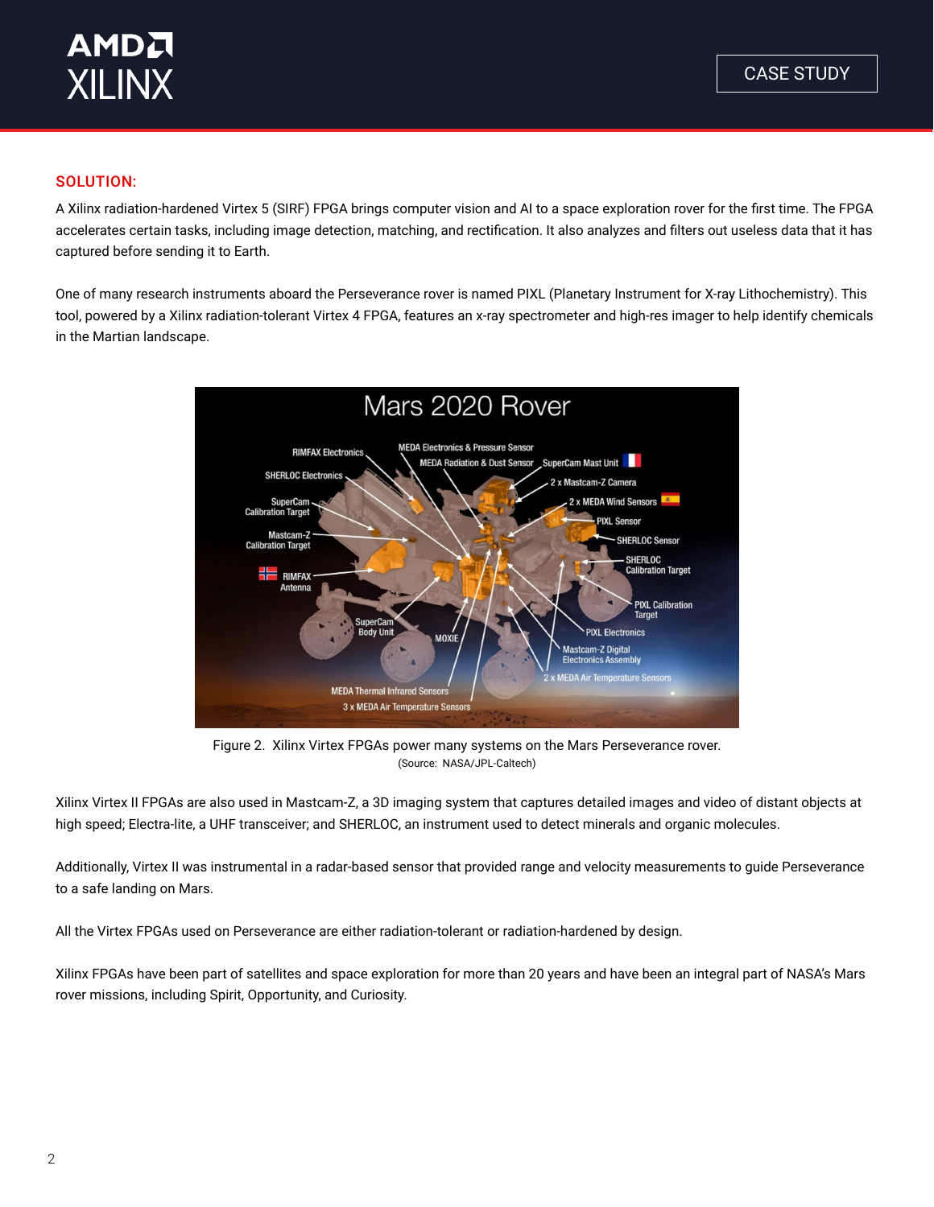## SOLUTION:

A Xilinx radiation-hardened Virtex 5 (SIRF) FPGA brings computer vision and AI to a space exploration rover for the first time. The FPGA accelerates certain tasks, including image detection, matching, and rectification. It also analyzes and filters out useless data that it has captured before sending it to Earth.

One of many research instruments aboard the Perseverance rover is named PIXL (Planetary Instrument for X-ray Lithochemistry). This tool, powered by a Xilinx radiation-tolerant Virtex 4 FPGA, features an x-ray spectrometer and high-res imager to help identify chemicals in the Martian landscape.

Figure 2. Xilinx Virtex FPGAs power many systems on the Mars Perseverance rover.
(Source: NASA/JPL-Caltech)

Xilinx Virtex II FPGAs are also used in Mastcam-Z, a 3D imaging system that captures detailed images and video of distant objects at high speed; Electra-lite, a UHF transceiver; and SHERLOC, an instrument used to detect minerals and organic molecules.

Additionally, Virtex II was instrumental in a radar-based sensor that provided range and velocity measurements to guide Perseverance to a safe landing on Mars.

All the Virtex FPGAs used on Perseverance are either radiation-tolerant or radiation-hardened by design.

Xilinx FPGAs have been part of satellites and space exploration for more than 20 years and have been an integral part of NASA's Mars rover missions, including Spirit, Opportunity, and Curiosity.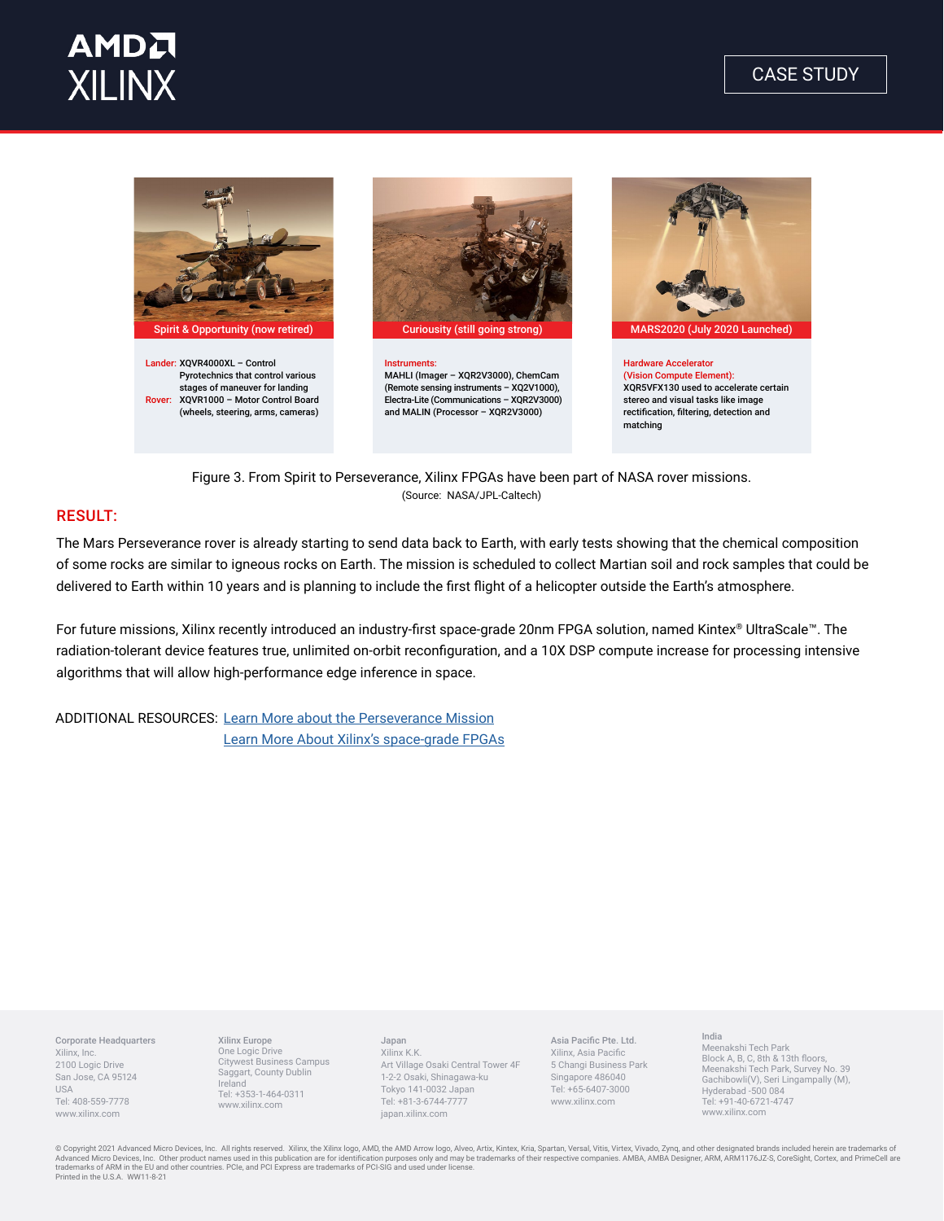Spirit & Opportunity (now retired)

**Lander:** XQVR4000XL – Control Pyrotechnics that control various stages of maneuver for landing
**Rover:** XQVR1000 – Motor Control Board (wheels, steering, arms, cameras)

Curiousity (still going strong)

**Instruments:**
MAHLI (Imager – XQR2V3000), ChemCam (Remote sensing instruments – XQ2V1000), Electra-Lite (Communications – XQR2V3000) and MALIN (Processor – XQR2V3000)

MARS2020 (July 2020 Launched)

**Hardware Accelerator (Vision Compute Element):**
XQR5VFX130 used to accelerate certain stereo and visual tasks like image rectification, filtering, detection and matching

Figure 3. From Spirit to Perseverance, Xilinx FPGAs have been part of NASA rover missions.
(Source: NASA/JPL-Caltech)

## RESULT:

The Mars Perseverance rover is already starting to send data back to Earth, with early tests showing that the chemical composition of some rocks are similar to igneous rocks on Earth. The mission is scheduled to collect Martian soil and rock samples that could be delivered to Earth within 10 years and is planning to include the first flight of a helicopter outside the Earth's atmosphere.

For future missions, Xilinx recently introduced an industry-first space-grade 20nm FPGA solution, named Kintex® UltraScale™. The radiation-tolerant device features true, unlimited on-orbit reconfiguration, and a 10X DSP compute increase for processing intensive algorithms that will allow high-performance edge inference in space.

ADDITIONAL RESOURCES: Learn More about the Perseverance Mission
Learn More About Xilinx's space-grade FPGAs

**Corporate Headquarters**
Xilinx, Inc.
2100 Logic Drive
San Jose, CA 95124
USA
Tel: 408-559-7778
www.xilinx.com

**Xilinx Europe**
One Logic Drive
Citywest Business Campus
Saggart, County Dublin
Ireland
Tel: +353-1-464-0311
www.xilinx.com

**Japan**
Xilinx K.K.
Art Village Osaki Central Tower 4F
1-2-2 Osaki, Shinagawa-ku
Tokyo 141-0032 Japan
Tel: +81-3-6744-7777
japan.xilinx.com

**Asia Pacific Pte. Ltd.**
Xilinx, Asia Pacific
5 Changi Business Park
Singapore 486040
Tel: +65-6407-3000
www.xilinx.com

**India**
Meenakshi Tech Park
Block A, B, C, 8th & 13th floors,
Meenakshi Tech Park, Survey No. 39
Gachibowli(V), Seri Lingampally (M),
Hyderabad -500 084
Tel: +91-40-6721-4747
www.xilinx.com

© Copyright 2021 Advanced Micro Devices, Inc. All rights reserved. Xilinx, the Xilinx logo, AMD, the AMD Arrow logo, Alveo, Artix, Kintex, Kria, Spartan, Versal, Vitis, Virtex, Vivado, Zynq, and other designated brands included herein are trademarks of Advanced Micro Devices, Inc. Other product names used in this publication are for identification purposes only and may be trademarks of their respective companies. AMBA, AMBA Designer, ARM, ARM1176JZ-S, CoreSight, Cortex, and PrimeCell are trademarks of ARM in the EU and other countries. PCIe, and PCI Express are trademarks of PCI-SIG and used under license.
Printed in the U.S.A. WW11-8-21